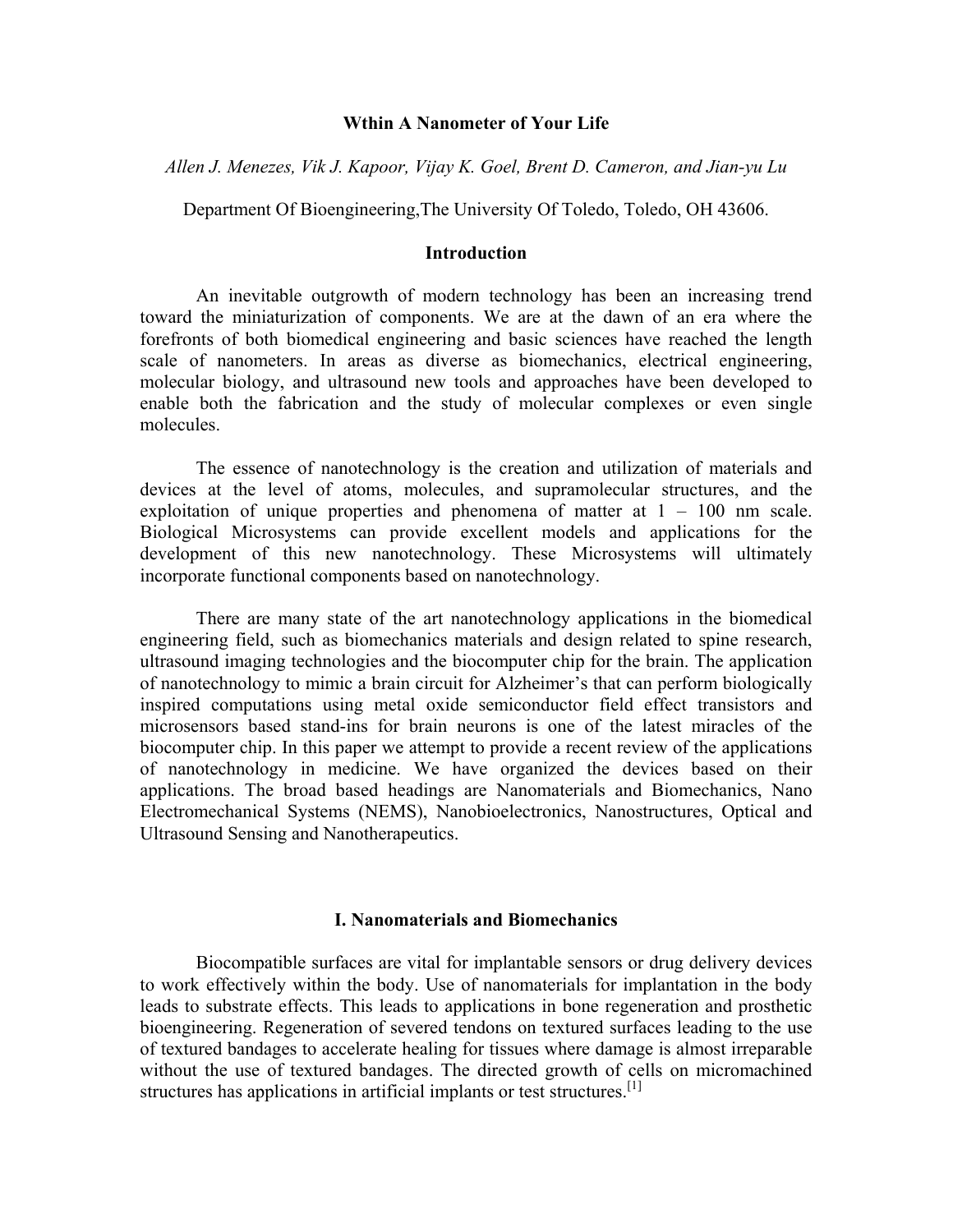# Wthin A Nanometer of Your Life

*Allen J. Menezes, Vik J. Kapoor, Vijay K. Goel, Brent D. Cameron, and Jian-yu Lu*

Department Of Bioengineering,The University Of Toledo, Toledo, OH 43606.

## Introduction

An inevitable outgrowth of modern technology has been an increasing trend toward the miniaturization of components. We are at the dawn of an era where the forefronts of both biomedical engineering and basic sciences have reached the length scale of nanometers. In areas as diverse as biomechanics, electrical engineering, molecular biology, and ultrasound new tools and approaches have been developed to enable both the fabrication and the study of molecular complexes or even single molecules.

The essence of nanotechnology is the creation and utilization of materials and devices at the level of atoms, molecules, and supramolecular structures, and the exploitation of unique properties and phenomena of matter at 1 – 100 nm scale. Biological Microsystems can provide excellent models and applications for the development of this new nanotechnology. These Microsystems will ultimately incorporate functional components based on nanotechnology.

There are many state of the art nanotechnology applications in the biomedical engineering field, such as biomechanics materials and design related to spine research, ultrasound imaging technologies and the biocomputer chip for the brain. The application of nanotechnology to mimic a brain circuit for Alzheimer's that can perform biologically inspired computations using metal oxide semiconductor field effect transistors and microsensors based stand-ins for brain neurons is one of the latest miracles of the biocomputer chip. In this paper we attempt to provide a recent review of the applications of nanotechnology in medicine. We have organized the devices based on their applications. The broad based headings are Nanomaterials and Biomechanics, Nano Electromechanical Systems (NEMS), Nanobioelectronics, Nanostructures, Optical and Ultrasound Sensing and Nanotherapeutics.

## I. Nanomaterials and Biomechanics

Biocompatible surfaces are vital for implantable sensors or drug delivery devices to work effectively within the body. Use of nanomaterials for implantation in the body leads to substrate effects. This leads to applications in bone regeneration and prosthetic bioengineering. Regeneration of severed tendons on textured surfaces leading to the use of textured bandages to accelerate healing for tissues where damage is almost irreparable without the use of textured bandages. The directed growth of cells on micromachined structures has applications in artificial implants or test structures.[1]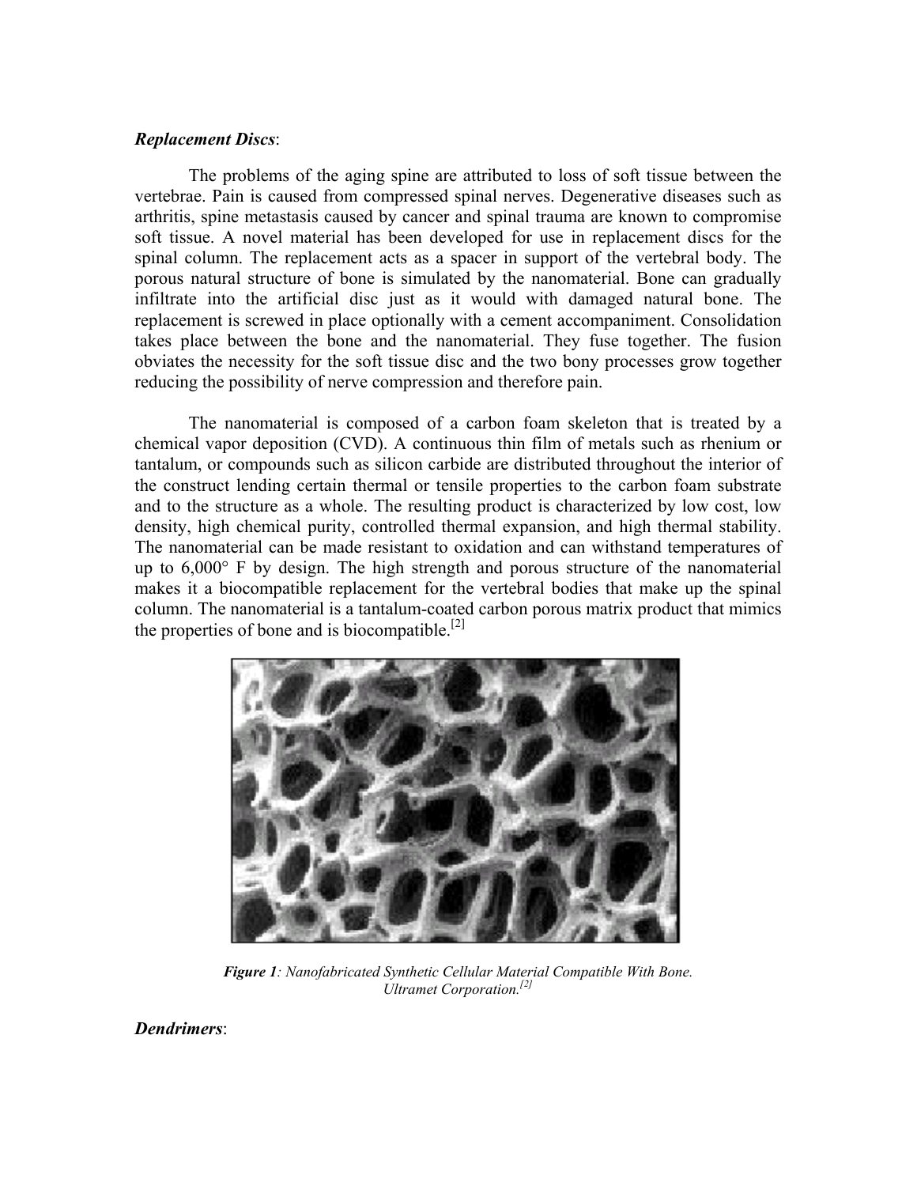***Replacement Discs***:

The problems of the aging spine are attributed to loss of soft tissue between the vertebrae. Pain is caused from compressed spinal nerves. Degenerative diseases such as arthritis, spine metastasis caused by cancer and spinal trauma are known to compromise soft tissue. A novel material has been developed for use in replacement discs for the spinal column. The replacement acts as a spacer in support of the vertebral body. The porous natural structure of bone is simulated by the nanomaterial. Bone can gradually infiltrate into the artificial disc just as it would with damaged natural bone. The replacement is screwed in place optionally with a cement accompaniment. Consolidation takes place between the bone and the nanomaterial. They fuse together. The fusion obviates the necessity for the soft tissue disc and the two bony processes grow together reducing the possibility of nerve compression and therefore pain.

The nanomaterial is composed of a carbon foam skeleton that is treated by a chemical vapor deposition (CVD). A continuous thin film of metals such as rhenium or tantalum, or compounds such as silicon carbide are distributed throughout the interior of the construct lending certain thermal or tensile properties to the carbon foam substrate and to the structure as a whole. The resulting product is characterized by low cost, low density, high chemical purity, controlled thermal expansion, and high thermal stability. The nanomaterial can be made resistant to oxidation and can withstand temperatures of up to 6,000° F by design. The high strength and porous structure of the nanomaterial makes it a biocompatible replacement for the vertebral bodies that make up the spinal column. The nanomaterial is a tantalum-coated carbon porous matrix product that mimics the properties of bone and is biocompatible.[2]

***Figure 1****: Nanofabricated Synthetic Cellular Material Compatible With Bone. Ultramet Corporation.[2]*

***Dendrimers***: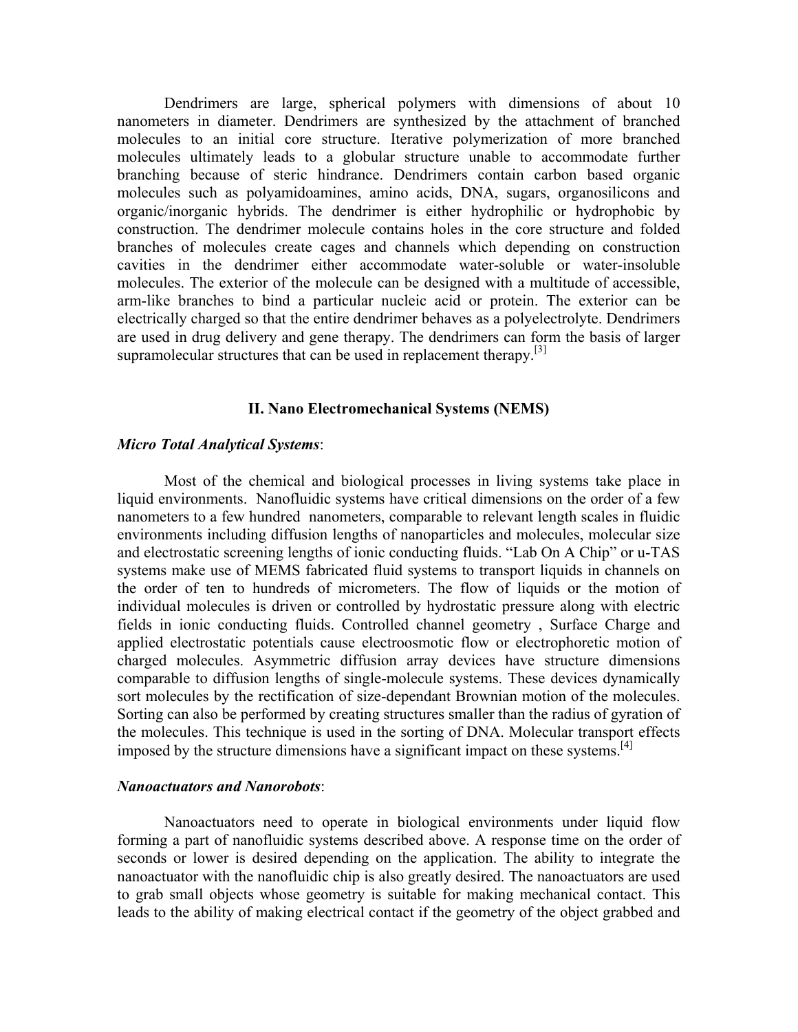Dendrimers are large, spherical polymers with dimensions of about 10 nanometers in diameter. Dendrimers are synthesized by the attachment of branched molecules to an initial core structure. Iterative polymerization of more branched molecules ultimately leads to a globular structure unable to accommodate further branching because of steric hindrance. Dendrimers contain carbon based organic molecules such as polyamidoamines, amino acids, DNA, sugars, organosilicons and organic/inorganic hybrids. The dendrimer is either hydrophilic or hydrophobic by construction. The dendrimer molecule contains holes in the core structure and folded branches of molecules create cages and channels which depending on construction cavities in the dendrimer either accommodate water-soluble or water-insoluble molecules. The exterior of the molecule can be designed with a multitude of accessible, arm-like branches to bind a particular nucleic acid or protein. The exterior can be electrically charged so that the entire dendrimer behaves as a polyelectrolyte. Dendrimers are used in drug delivery and gene therapy. The dendrimers can form the basis of larger supramolecular structures that can be used in replacement therapy.[3]

## II. Nano Electromechanical Systems (NEMS)

***Micro Total Analytical Systems***:

Most of the chemical and biological processes in living systems take place in liquid environments. Nanofluidic systems have critical dimensions on the order of a few nanometers to a few hundred nanometers, comparable to relevant length scales in fluidic environments including diffusion lengths of nanoparticles and molecules, molecular size and electrostatic screening lengths of ionic conducting fluids. "Lab On A Chip" or u-TAS systems make use of MEMS fabricated fluid systems to transport liquids in channels on the order of ten to hundreds of micrometers. The flow of liquids or the motion of individual molecules is driven or controlled by hydrostatic pressure along with electric fields in ionic conducting fluids. Controlled channel geometry , Surface Charge and applied electrostatic potentials cause electroosmotic flow or electrophoretic motion of charged molecules. Asymmetric diffusion array devices have structure dimensions comparable to diffusion lengths of single-molecule systems. These devices dynamically sort molecules by the rectification of size-dependant Brownian motion of the molecules. Sorting can also be performed by creating structures smaller than the radius of gyration of the molecules. This technique is used in the sorting of DNA. Molecular transport effects imposed by the structure dimensions have a significant impact on these systems.[4]

***Nanoactuators and Nanorobots***:

Nanoactuators need to operate in biological environments under liquid flow forming a part of nanofluidic systems described above. A response time on the order of seconds or lower is desired depending on the application. The ability to integrate the nanoactuator with the nanofluidic chip is also greatly desired. The nanoactuators are used to grab small objects whose geometry is suitable for making mechanical contact. This leads to the ability of making electrical contact if the geometry of the object grabbed and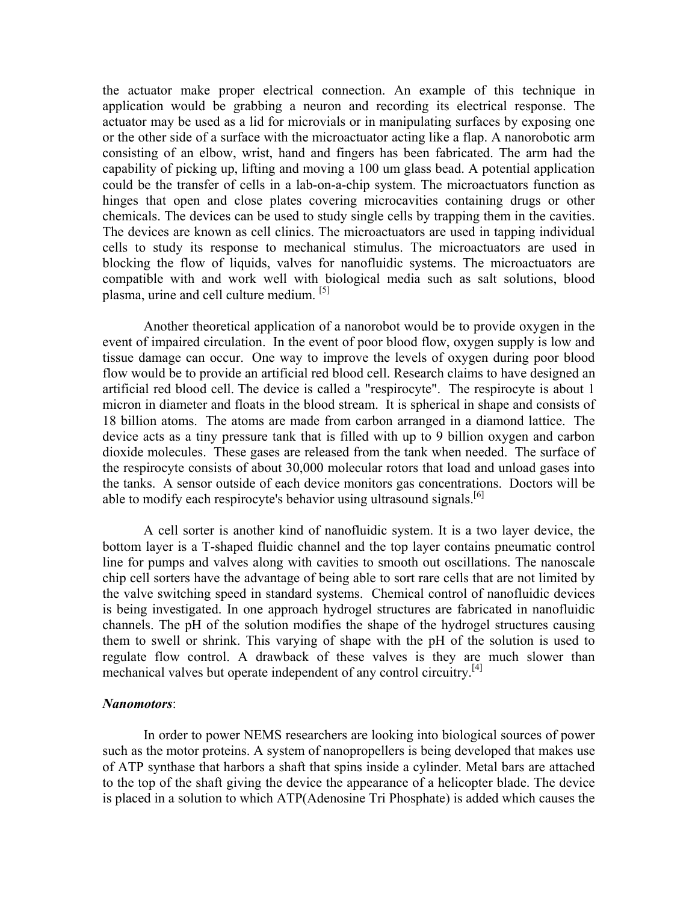the actuator make proper electrical connection. An example of this technique in application would be grabbing a neuron and recording its electrical response. The actuator may be used as a lid for microvials or in manipulating surfaces by exposing one or the other side of a surface with the microactuator acting like a flap. A nanorobotic arm consisting of an elbow, wrist, hand and fingers has been fabricated. The arm had the capability of picking up, lifting and moving a 100 um glass bead. A potential application could be the transfer of cells in a lab-on-a-chip system. The microactuators function as hinges that open and close plates covering microcavities containing drugs or other chemicals. The devices can be used to study single cells by trapping them in the cavities. The devices are known as cell clinics. The microactuators are used in tapping individual cells to study its response to mechanical stimulus. The microactuators are used in blocking the flow of liquids, valves for nanofluidic systems. The microactuators are compatible with and work well with biological media such as salt solutions, blood plasma, urine and cell culture medium. [5]

Another theoretical application of a nanorobot would be to provide oxygen in the event of impaired circulation. In the event of poor blood flow, oxygen supply is low and tissue damage can occur. One way to improve the levels of oxygen during poor blood flow would be to provide an artificial red blood cell. Research claims to have designed an artificial red blood cell. The device is called a "respirocyte". The respirocyte is about 1 micron in diameter and floats in the blood stream. It is spherical in shape and consists of 18 billion atoms. The atoms are made from carbon arranged in a diamond lattice. The device acts as a tiny pressure tank that is filled with up to 9 billion oxygen and carbon dioxide molecules. These gases are released from the tank when needed. The surface of the respirocyte consists of about 30,000 molecular rotors that load and unload gases into the tanks. A sensor outside of each device monitors gas concentrations. Doctors will be able to modify each respirocyte's behavior using ultrasound signals.[6]

A cell sorter is another kind of nanofluidic system. It is a two layer device, the bottom layer is a T-shaped fluidic channel and the top layer contains pneumatic control line for pumps and valves along with cavities to smooth out oscillations. The nanoscale chip cell sorters have the advantage of being able to sort rare cells that are not limited by the valve switching speed in standard systems. Chemical control of nanofluidic devices is being investigated. In one approach hydrogel structures are fabricated in nanofluidic channels. The pH of the solution modifies the shape of the hydrogel structures causing them to swell or shrink. This varying of shape with the pH of the solution is used to regulate flow control. A drawback of these valves is they are much slower than mechanical valves but operate independent of any control circuitry.[4]

***Nanomotors***:

In order to power NEMS researchers are looking into biological sources of power such as the motor proteins. A system of nanopropellers is being developed that makes use of ATP synthase that harbors a shaft that spins inside a cylinder. Metal bars are attached to the top of the shaft giving the device the appearance of a helicopter blade. The device is placed in a solution to which ATP(Adenosine Tri Phosphate) is added which causes the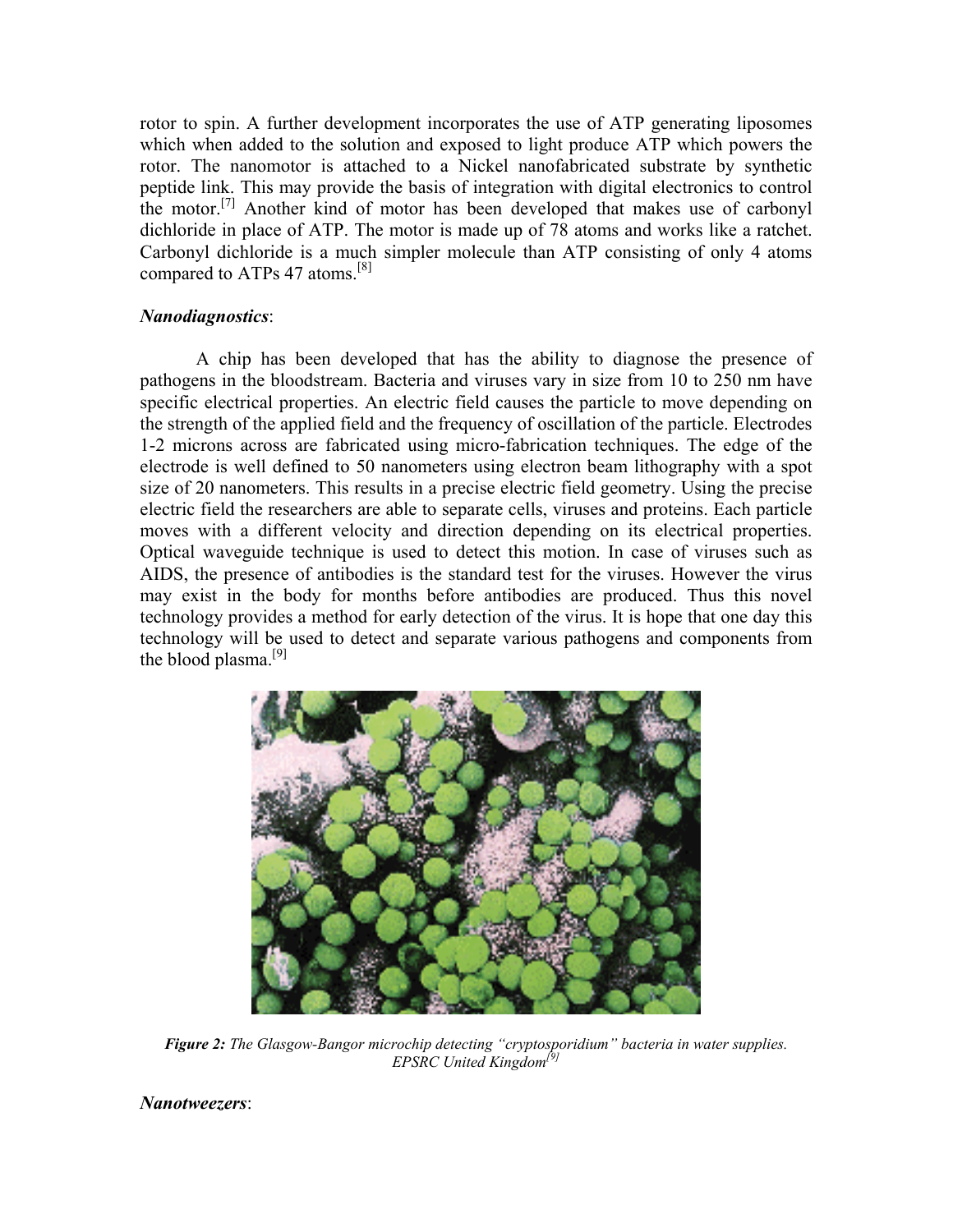rotor to spin. A further development incorporates the use of ATP generating liposomes which when added to the solution and exposed to light produce ATP which powers the rotor. The nanomotor is attached to a Nickel nanofabricated substrate by synthetic peptide link. This may provide the basis of integration with digital electronics to control the motor.[7] Another kind of motor has been developed that makes use of carbonyl dichloride in place of ATP. The motor is made up of 78 atoms and works like a ratchet. Carbonyl dichloride is a much simpler molecule than ATP consisting of only 4 atoms compared to ATPs 47 atoms.[8]

***Nanodiagnostics***:

A chip has been developed that has the ability to diagnose the presence of pathogens in the bloodstream. Bacteria and viruses vary in size from 10 to 250 nm have specific electrical properties. An electric field causes the particle to move depending on the strength of the applied field and the frequency of oscillation of the particle. Electrodes 1-2 microns across are fabricated using micro-fabrication techniques. The edge of the electrode is well defined to 50 nanometers using electron beam lithography with a spot size of 20 nanometers. This results in a precise electric field geometry. Using the precise electric field the researchers are able to separate cells, viruses and proteins. Each particle moves with a different velocity and direction depending on its electrical properties. Optical waveguide technique is used to detect this motion. In case of viruses such as AIDS, the presence of antibodies is the standard test for the viruses. However the virus may exist in the body for months before antibodies are produced. Thus this novel technology provides a method for early detection of the virus. It is hope that one day this technology will be used to detect and separate various pathogens and components from the blood plasma.[9]

***Figure 2:*** *The Glasgow-Bangor microchip detecting "cryptosporidium" bacteria in water supplies. EPSRC United Kingdom*[9]

***Nanotweezers***: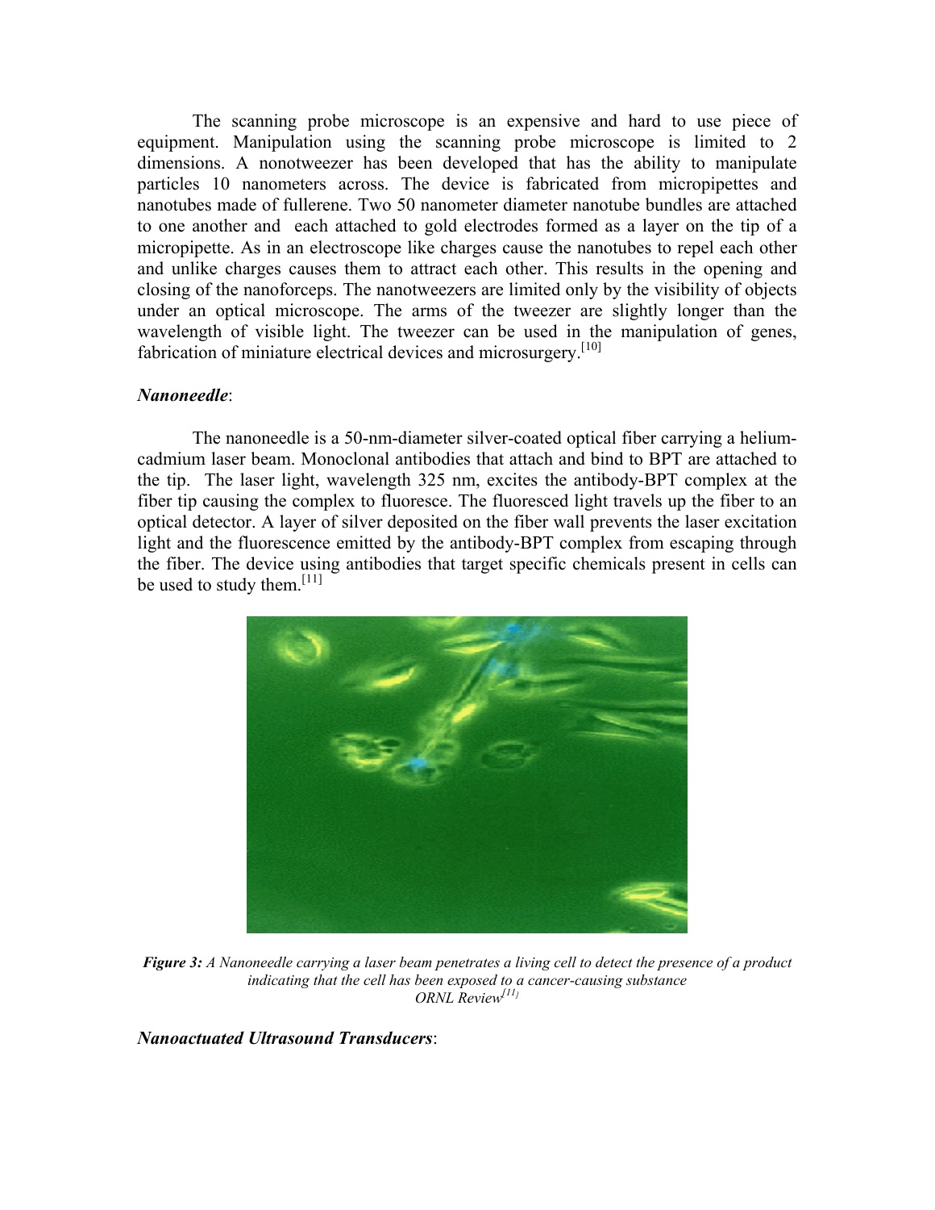The scanning probe microscope is an expensive and hard to use piece of equipment. Manipulation using the scanning probe microscope is limited to 2 dimensions. A nonotweezer has been developed that has the ability to manipulate particles 10 nanometers across. The device is fabricated from micropipettes and nanotubes made of fullerene. Two 50 nanometer diameter nanotube bundles are attached to one another and each attached to gold electrodes formed as a layer on the tip of a micropipette. As in an electroscope like charges cause the nanotubes to repel each other and unlike charges causes them to attract each other. This results in the opening and closing of the nanoforceps. The nanotweezers are limited only by the visibility of objects under an optical microscope. The arms of the tweezer are slightly longer than the wavelength of visible light. The tweezer can be used in the manipulation of genes, fabrication of miniature electrical devices and microsurgery.[10]

***Nanoneedle***:

The nanoneedle is a 50-nm-diameter silver-coated optical fiber carrying a helium-cadmium laser beam. Monoclonal antibodies that attach and bind to BPT are attached to the tip. The laser light, wavelength 325 nm, excites the antibody-BPT complex at the fiber tip causing the complex to fluoresce. The fluoresced light travels up the fiber to an optical detector. A layer of silver deposited on the fiber wall prevents the laser excitation light and the fluorescence emitted by the antibody-BPT complex from escaping through the fiber. The device using antibodies that target specific chemicals present in cells can be used to study them.[11]

***Figure 3:*** *A Nanoneedle carrying a laser beam penetrates a living cell to detect the presence of a product indicating that the cell has been exposed to a cancer-causing substance*
*ORNL Review*[11]

***Nanoactuated Ultrasound Transducers***: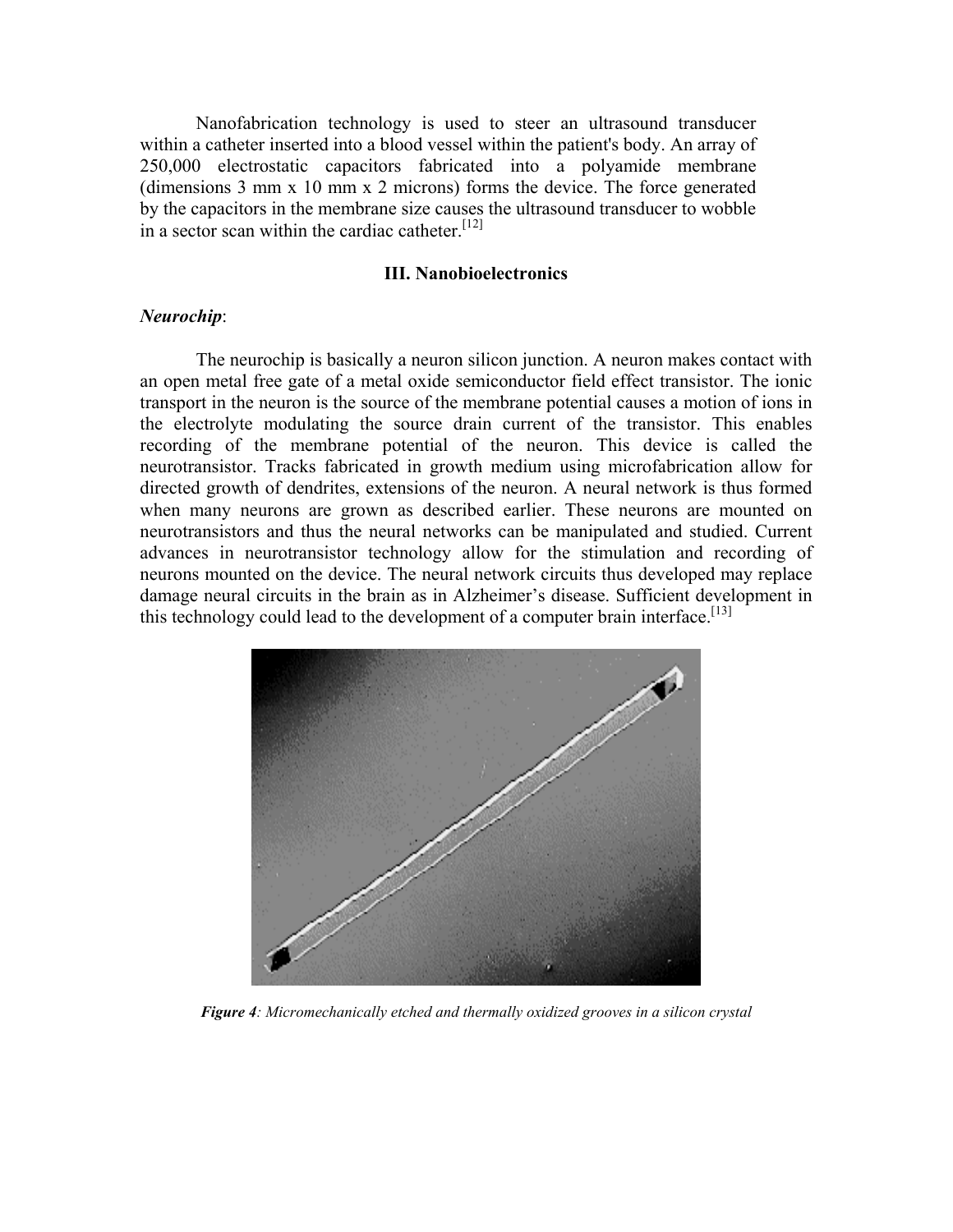Nanofabrication technology is used to steer an ultrasound transducer within a catheter inserted into a blood vessel within the patient's body. An array of 250,000 electrostatic capacitors fabricated into a polyamide membrane (dimensions 3 mm x 10 mm x 2 microns) forms the device. The force generated by the capacitors in the membrane size causes the ultrasound transducer to wobble in a sector scan within the cardiac catheter.[12]

## III. Nanobioelectronics

***Neurochip***:

The neurochip is basically a neuron silicon junction. A neuron makes contact with an open metal free gate of a metal oxide semiconductor field effect transistor. The ionic transport in the neuron is the source of the membrane potential causes a motion of ions in the electrolyte modulating the source drain current of the transistor. This enables recording of the membrane potential of the neuron. This device is called the neurotransistor. Tracks fabricated in growth medium using microfabrication allow for directed growth of dendrites, extensions of the neuron. A neural network is thus formed when many neurons are grown as described earlier. These neurons are mounted on neurotransistors and thus the neural networks can be manipulated and studied. Current advances in neurotransistor technology allow for the stimulation and recording of neurons mounted on the device. The neural network circuits thus developed may replace damage neural circuits in the brain as in Alzheimer's disease. Sufficient development in this technology could lead to the development of a computer brain interface.[13]

***Figure 4****: Micromechanically etched and thermally oxidized grooves in a silicon crystal*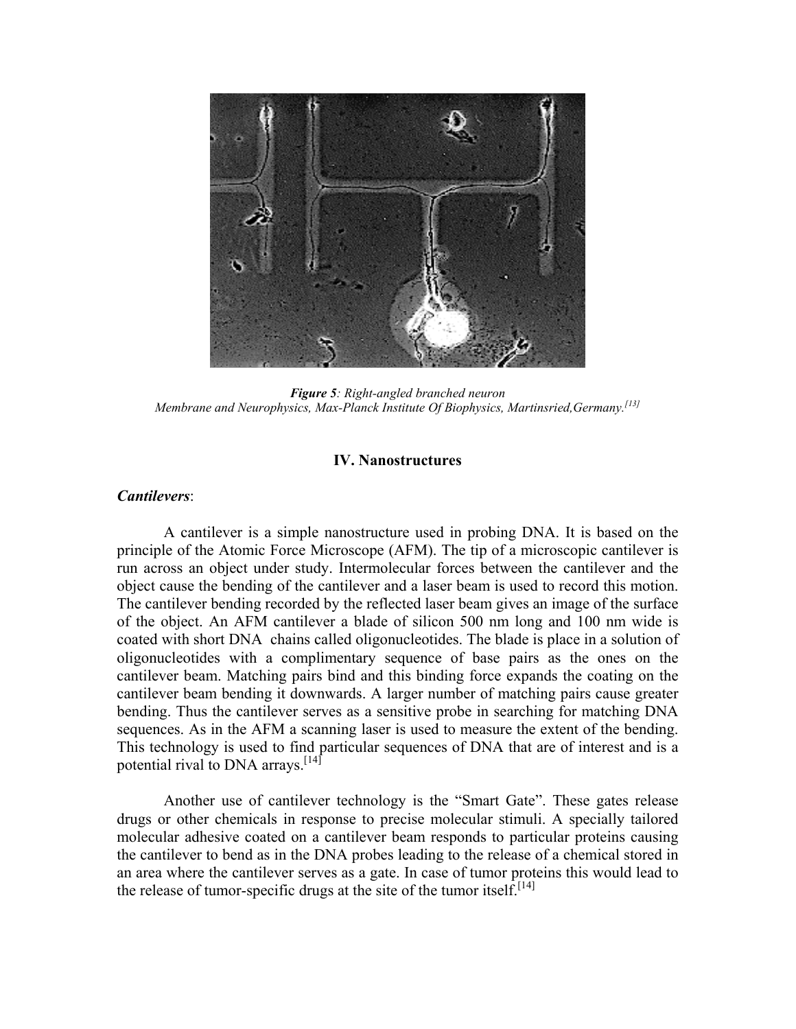*Figure 5: Right-angled branched neuron*
*Membrane and Neurophysics, Max-Planck Institute Of Biophysics, Martinsried,Germany.[13]*

## IV. Nanostructures

***Cantilevers***:

A cantilever is a simple nanostructure used in probing DNA. It is based on the principle of the Atomic Force Microscope (AFM). The tip of a microscopic cantilever is run across an object under study. Intermolecular forces between the cantilever and the object cause the bending of the cantilever and a laser beam is used to record this motion. The cantilever bending recorded by the reflected laser beam gives an image of the surface of the object. An AFM cantilever a blade of silicon 500 nm long and 100 nm wide is coated with short DNA chains called oligonucleotides. The blade is place in a solution of oligonucleotides with a complimentary sequence of base pairs as the ones on the cantilever beam. Matching pairs bind and this binding force expands the coating on the cantilever beam bending it downwards. A larger number of matching pairs cause greater bending. Thus the cantilever serves as a sensitive probe in searching for matching DNA sequences. As in the AFM a scanning laser is used to measure the extent of the bending. This technology is used to find particular sequences of DNA that are of interest and is a potential rival to DNA arrays.[14]

Another use of cantilever technology is the "Smart Gate". These gates release drugs or other chemicals in response to precise molecular stimuli. A specially tailored molecular adhesive coated on a cantilever beam responds to particular proteins causing the cantilever to bend as in the DNA probes leading to the release of a chemical stored in an area where the cantilever serves as a gate. In case of tumor proteins this would lead to the release of tumor-specific drugs at the site of the tumor itself.[14]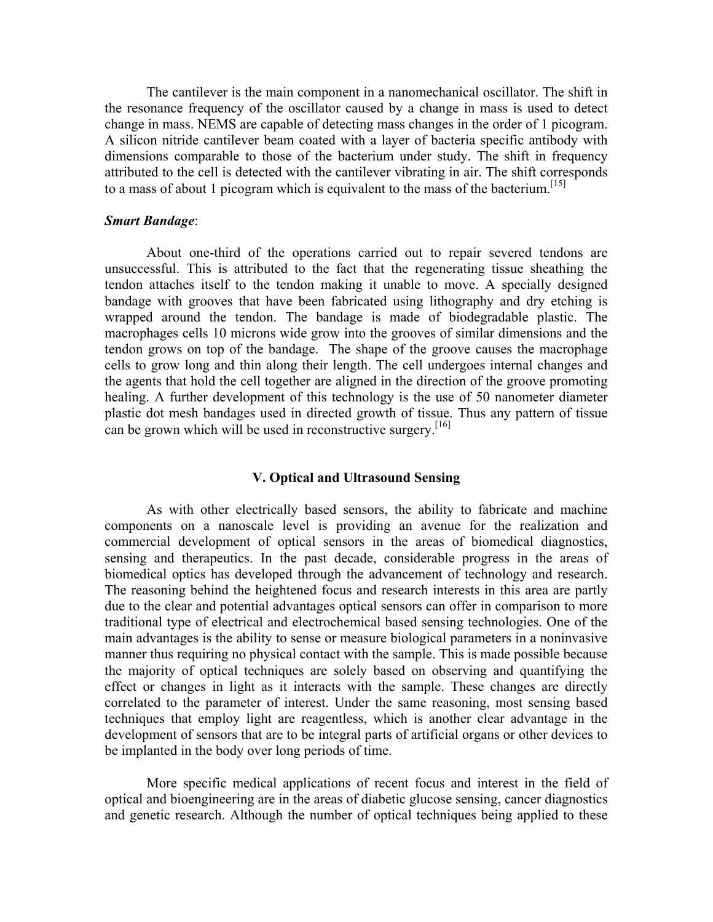The cantilever is the main component in a nanomechanical oscillator. The shift in the resonance frequency of the oscillator caused by a change in mass is used to detect change in mass. NEMS are capable of detecting mass changes in the order of 1 picogram. A silicon nitride cantilever beam coated with a layer of bacteria specific antibody with dimensions comparable to those of the bacterium under study. The shift in frequency attributed to the cell is detected with the cantilever vibrating in air. The shift corresponds to a mass of about 1 picogram which is equivalent to the mass of the bacterium.[15]

***Smart Bandage***:

About one-third of the operations carried out to repair severed tendons are unsuccessful. This is attributed to the fact that the regenerating tissue sheathing the tendon attaches itself to the tendon making it unable to move. A specially designed bandage with grooves that have been fabricated using lithography and dry etching is wrapped around the tendon. The bandage is made of biodegradable plastic. The macrophages cells 10 microns wide grow into the grooves of similar dimensions and the tendon grows on top of the bandage. The shape of the groove causes the macrophage cells to grow long and thin along their length. The cell undergoes internal changes and the agents that hold the cell together are aligned in the direction of the groove promoting healing. A further development of this technology is the use of 50 nanometer diameter plastic dot mesh bandages used in directed growth of tissue. Thus any pattern of tissue can be grown which will be used in reconstructive surgery.[16]

## V. Optical and Ultrasound Sensing

As with other electrically based sensors, the ability to fabricate and machine components on a nanoscale level is providing an avenue for the realization and commercial development of optical sensors in the areas of biomedical diagnostics, sensing and therapeutics. In the past decade, considerable progress in the areas of biomedical optics has developed through the advancement of technology and research. The reasoning behind the heightened focus and research interests in this area are partly due to the clear and potential advantages optical sensors can offer in comparison to more traditional type of electrical and electrochemical based sensing technologies. One of the main advantages is the ability to sense or measure biological parameters in a noninvasive manner thus requiring no physical contact with the sample. This is made possible because the majority of optical techniques are solely based on observing and quantifying the effect or changes in light as it interacts with the sample. These changes are directly correlated to the parameter of interest. Under the same reasoning, most sensing based techniques that employ light are reagentless, which is another clear advantage in the development of sensors that are to be integral parts of artificial organs or other devices to be implanted in the body over long periods of time.

More specific medical applications of recent focus and interest in the field of optical and bioengineering are in the areas of diabetic glucose sensing, cancer diagnostics and genetic research. Although the number of optical techniques being applied to these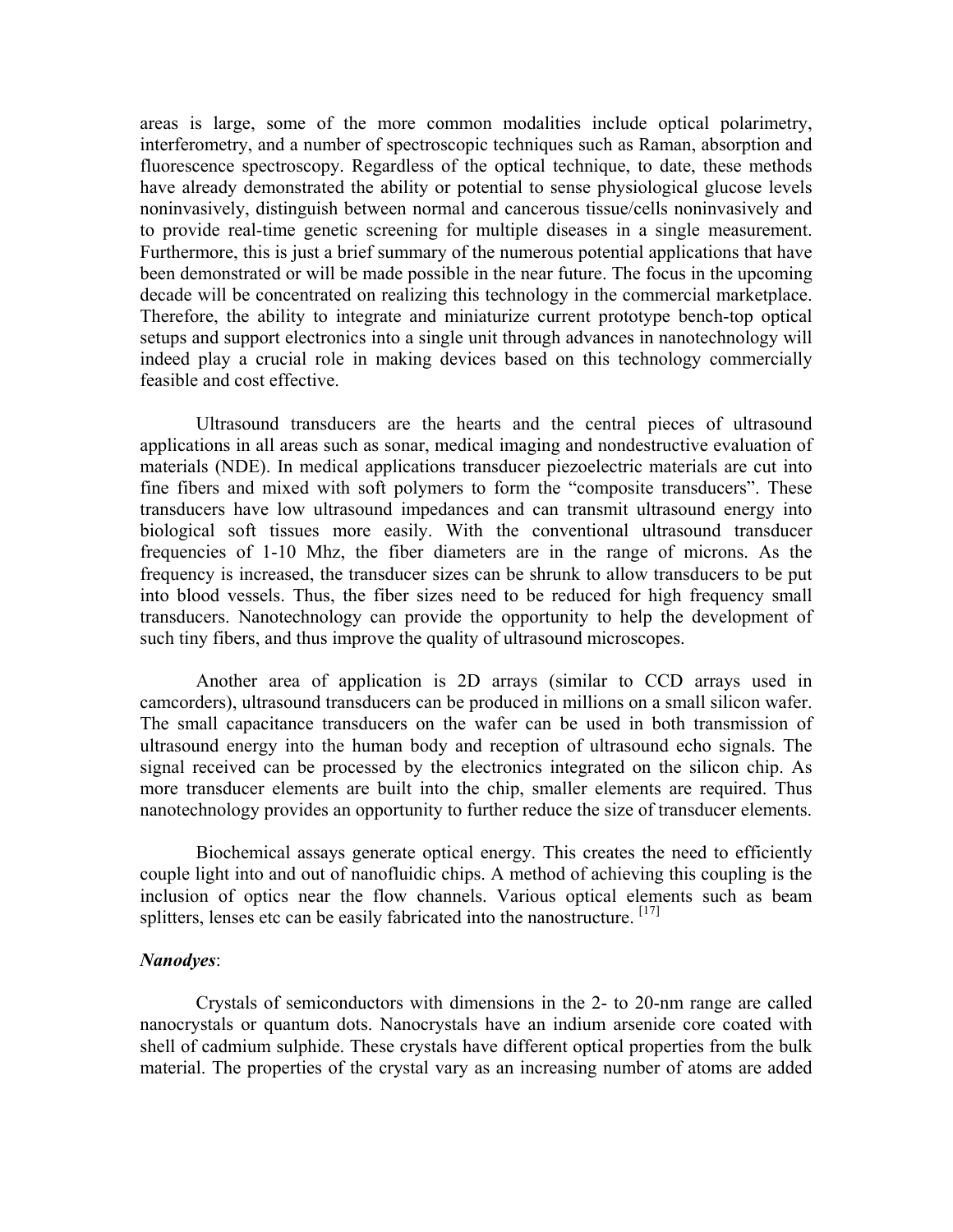areas is large, some of the more common modalities include optical polarimetry, interferometry, and a number of spectroscopic techniques such as Raman, absorption and fluorescence spectroscopy. Regardless of the optical technique, to date, these methods have already demonstrated the ability or potential to sense physiological glucose levels noninvasively, distinguish between normal and cancerous tissue/cells noninvasively and to provide real-time genetic screening for multiple diseases in a single measurement. Furthermore, this is just a brief summary of the numerous potential applications that have been demonstrated or will be made possible in the near future. The focus in the upcoming decade will be concentrated on realizing this technology in the commercial marketplace. Therefore, the ability to integrate and miniaturize current prototype bench-top optical setups and support electronics into a single unit through advances in nanotechnology will indeed play a crucial role in making devices based on this technology commercially feasible and cost effective.

Ultrasound transducers are the hearts and the central pieces of ultrasound applications in all areas such as sonar, medical imaging and nondestructive evaluation of materials (NDE). In medical applications transducer piezoelectric materials are cut into fine fibers and mixed with soft polymers to form the "composite transducers". These transducers have low ultrasound impedances and can transmit ultrasound energy into biological soft tissues more easily. With the conventional ultrasound transducer frequencies of 1-10 Mhz, the fiber diameters are in the range of microns. As the frequency is increased, the transducer sizes can be shrunk to allow transducers to be put into blood vessels. Thus, the fiber sizes need to be reduced for high frequency small transducers. Nanotechnology can provide the opportunity to help the development of such tiny fibers, and thus improve the quality of ultrasound microscopes.

Another area of application is 2D arrays (similar to CCD arrays used in camcorders), ultrasound transducers can be produced in millions on a small silicon wafer. The small capacitance transducers on the wafer can be used in both transmission of ultrasound energy into the human body and reception of ultrasound echo signals. The signal received can be processed by the electronics integrated on the silicon chip. As more transducer elements are built into the chip, smaller elements are required. Thus nanotechnology provides an opportunity to further reduce the size of transducer elements.

Biochemical assays generate optical energy. This creates the need to efficiently couple light into and out of nanofluidic chips. A method of achieving this coupling is the inclusion of optics near the flow channels. Various optical elements such as beam splitters, lenses etc can be easily fabricated into the nanostructure. [17]

***Nanodyes***:

Crystals of semiconductors with dimensions in the 2- to 20-nm range are called nanocrystals or quantum dots. Nanocrystals have an indium arsenide core coated with shell of cadmium sulphide. These crystals have different optical properties from the bulk material. The properties of the crystal vary as an increasing number of atoms are added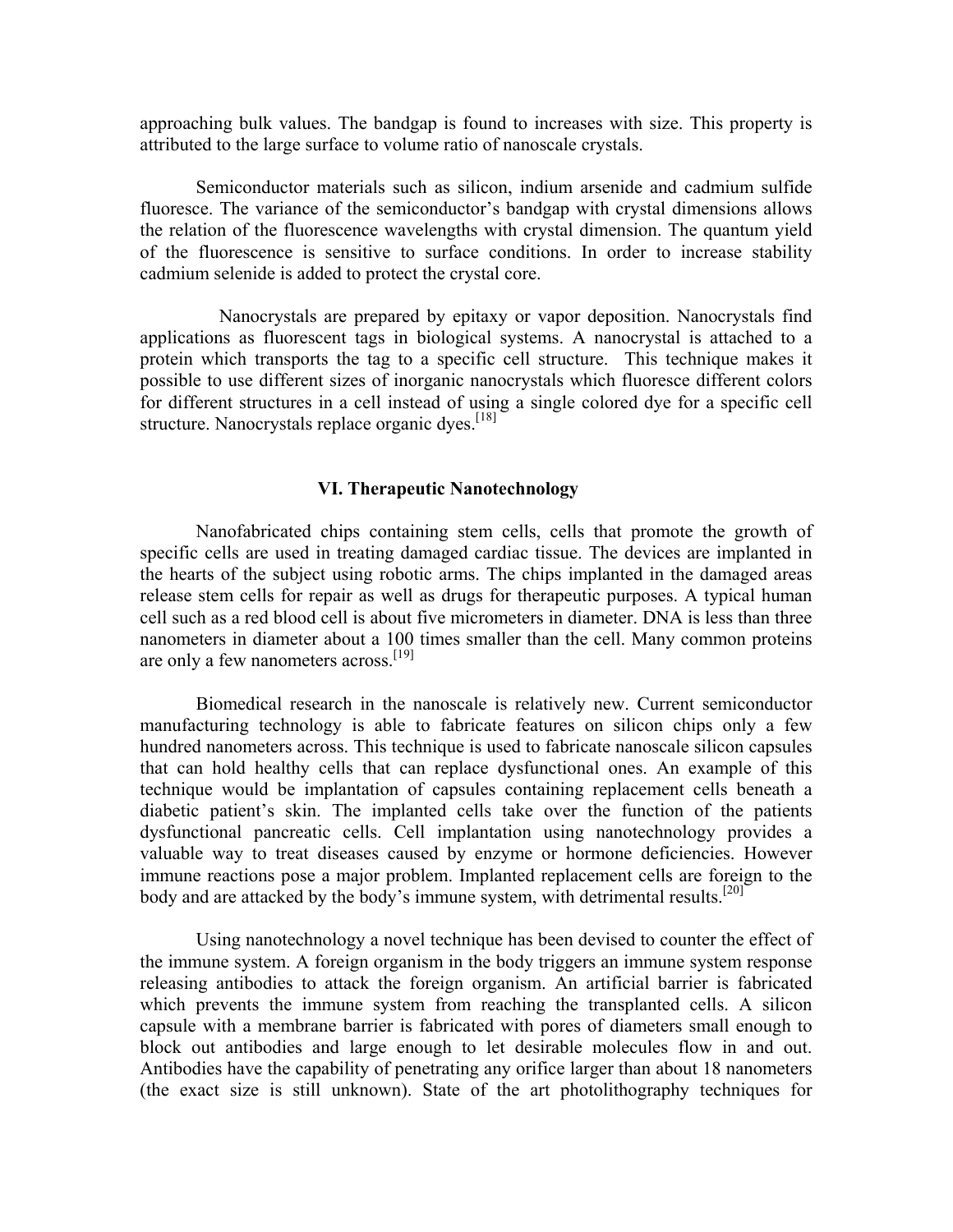approaching bulk values. The bandgap is found to increases with size. This property is attributed to the large surface to volume ratio of nanoscale crystals.

Semiconductor materials such as silicon, indium arsenide and cadmium sulfide fluoresce. The variance of the semiconductor's bandgap with crystal dimensions allows the relation of the fluorescence wavelengths with crystal dimension. The quantum yield of the fluorescence is sensitive to surface conditions. In order to increase stability cadmium selenide is added to protect the crystal core.

Nanocrystals are prepared by epitaxy or vapor deposition. Nanocrystals find applications as fluorescent tags in biological systems. A nanocrystal is attached to a protein which transports the tag to a specific cell structure. This technique makes it possible to use different sizes of inorganic nanocrystals which fluoresce different colors for different structures in a cell instead of using a single colored dye for a specific cell structure. Nanocrystals replace organic dyes.[18]

## VI. Therapeutic Nanotechnology

Nanofabricated chips containing stem cells, cells that promote the growth of specific cells are used in treating damaged cardiac tissue. The devices are implanted in the hearts of the subject using robotic arms. The chips implanted in the damaged areas release stem cells for repair as well as drugs for therapeutic purposes. A typical human cell such as a red blood cell is about five micrometers in diameter. DNA is less than three nanometers in diameter about a 100 times smaller than the cell. Many common proteins are only a few nanometers across.[19]

Biomedical research in the nanoscale is relatively new. Current semiconductor manufacturing technology is able to fabricate features on silicon chips only a few hundred nanometers across. This technique is used to fabricate nanoscale silicon capsules that can hold healthy cells that can replace dysfunctional ones. An example of this technique would be implantation of capsules containing replacement cells beneath a diabetic patient's skin. The implanted cells take over the function of the patients dysfunctional pancreatic cells. Cell implantation using nanotechnology provides a valuable way to treat diseases caused by enzyme or hormone deficiencies. However immune reactions pose a major problem. Implanted replacement cells are foreign to the body and are attacked by the body's immune system, with detrimental results.[20]

Using nanotechnology a novel technique has been devised to counter the effect of the immune system. A foreign organism in the body triggers an immune system response releasing antibodies to attack the foreign organism. An artificial barrier is fabricated which prevents the immune system from reaching the transplanted cells. A silicon capsule with a membrane barrier is fabricated with pores of diameters small enough to block out antibodies and large enough to let desirable molecules flow in and out. Antibodies have the capability of penetrating any orifice larger than about 18 nanometers (the exact size is still unknown). State of the art photolithography techniques for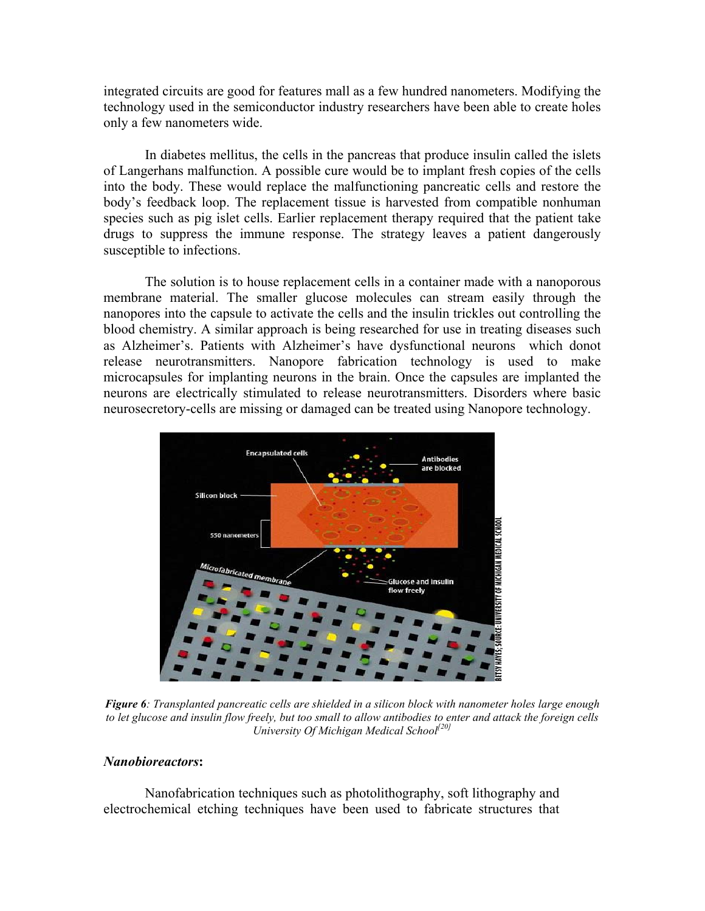integrated circuits are good for features mall as a few hundred nanometers. Modifying the technology used in the semiconductor industry researchers have been able to create holes only a few nanometers wide.

In diabetes mellitus, the cells in the pancreas that produce insulin called the islets of Langerhans malfunction. A possible cure would be to implant fresh copies of the cells into the body. These would replace the malfunctioning pancreatic cells and restore the body's feedback loop. The replacement tissue is harvested from compatible nonhuman species such as pig islet cells. Earlier replacement therapy required that the patient take drugs to suppress the immune response. The strategy leaves a patient dangerously susceptible to infections.

The solution is to house replacement cells in a container made with a nanoporous membrane material. The smaller glucose molecules can stream easily through the nanopores into the capsule to activate the cells and the insulin trickles out controlling the blood chemistry. A similar approach is being researched for use in treating diseases such as Alzheimer's. Patients with Alzheimer's have dysfunctional neurons which donot release neurotransmitters. Nanopore fabrication technology is used to make microcapsules for implanting neurons in the brain. Once the capsules are implanted the neurons are electrically stimulated to release neurotransmitters. Disorders where basic neurosecretory-cells are missing or damaged can be treated using Nanopore technology.

***Figure 6****: Transplanted pancreatic cells are shielded in a silicon block with nanometer holes large enough to let glucose and insulin flow freely, but too small to allow antibodies to enter and attack the foreign cells University Of Michigan Medical School*[20]

### *Nanobioreactors*:

Nanofabrication techniques such as photolithography, soft lithography and electrochemical etching techniques have been used to fabricate structures that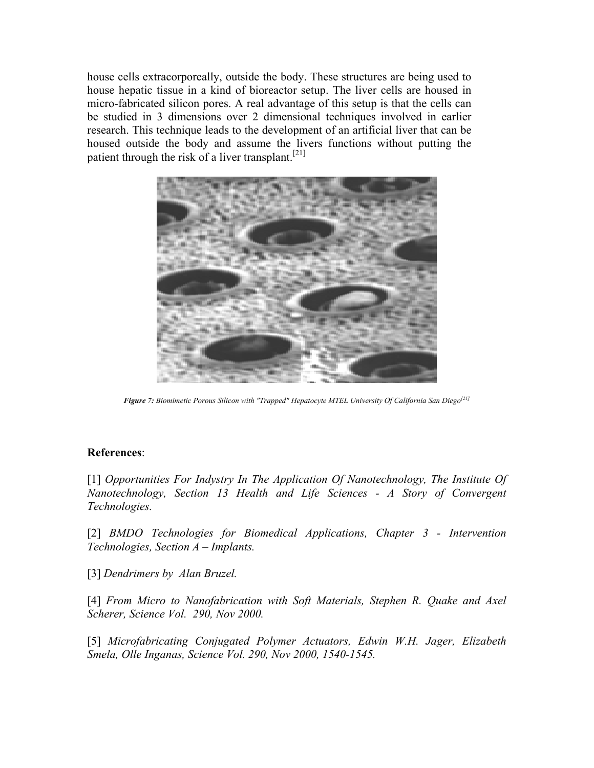house cells extracorporeally, outside the body. These structures are being used to house hepatic tissue in a kind of bioreactor setup. The liver cells are housed in micro-fabricated silicon pores. A real advantage of this setup is that the cells can be studied in 3 dimensions over 2 dimensional techniques involved in earlier research. This technique leads to the development of an artificial liver that can be housed outside the body and assume the livers functions without putting the patient through the risk of a liver transplant.[21]

***Figure** 7: Biomimetic Porous Silicon with "Trapped" Hepatocyte MTEL University Of California San Diego*[21]

**References**:

[1] *Opportunities For Indystry In The Application Of Nanotechnology, The Institute Of Nanotechnology, Section 13 Health and Life Sciences - A Story of Convergent Technologies.*

[2] *BMDO Technologies for Biomedical Applications, Chapter 3 - Intervention Technologies, Section A – Implants.*

[3] *Dendrimers by Alan Bruzel.*

[4] *From Micro to Nanofabrication with Soft Materials, Stephen R. Quake and Axel Scherer, Science Vol. 290, Nov 2000.*

[5] *Microfabricating Conjugated Polymer Actuators, Edwin W.H. Jager, Elizabeth Smela, Olle Inganas, Science Vol. 290, Nov 2000, 1540-1545.*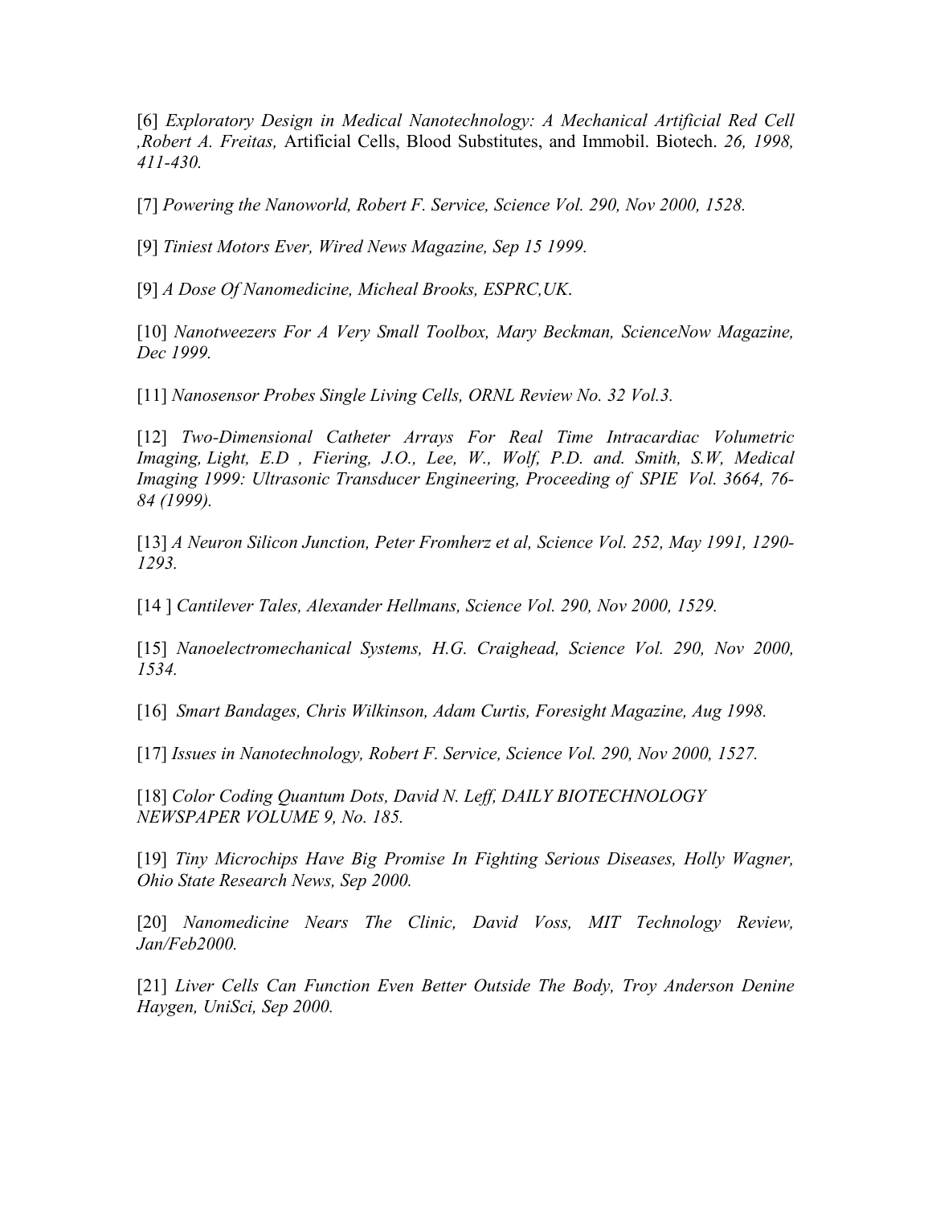[6] *Exploratory Design in Medical Nanotechnology: A Mechanical Artificial Red Cell ,Robert A. Freitas,* Artificial Cells, Blood Substitutes, and Immobil. Biotech. *26, 1998, 411-430.*

[7] *Powering the Nanoworld, Robert F. Service, Science Vol. 290, Nov 2000, 1528.*

[9] *Tiniest Motors Ever, Wired News Magazine, Sep 15 1999.*

[9] *A Dose Of Nanomedicine, Micheal Brooks, ESPRC,UK.*

[10] *Nanotweezers For A Very Small Toolbox, Mary Beckman, ScienceNow Magazine, Dec 1999.*

[11] *Nanosensor Probes Single Living Cells, ORNL Review No. 32 Vol.3.*

[12] *Two-Dimensional Catheter Arrays For Real Time Intracardiac Volumetric Imaging, Light, E.D , Fiering, J.O., Lee, W., Wolf, P.D. and. Smith, S.W, Medical Imaging 1999: Ultrasonic Transducer Engineering, Proceeding of SPIE Vol. 3664, 76-84 (1999).*

[13] *A Neuron Silicon Junction, Peter Fromherz et al, Science Vol. 252, May 1991, 1290-1293.*

[14 ] *Cantilever Tales, Alexander Hellmans, Science Vol. 290, Nov 2000, 1529.*

[15] *Nanoelectromechanical Systems, H.G. Craighead, Science Vol. 290, Nov 2000, 1534.*

[16] *Smart Bandages, Chris Wilkinson, Adam Curtis, Foresight Magazine, Aug 1998.*

[17] *Issues in Nanotechnology, Robert F. Service, Science Vol. 290, Nov 2000, 1527.*

[18] *Color Coding Quantum Dots, David N. Leff, DAILY BIOTECHNOLOGY NEWSPAPER VOLUME 9, No. 185.*

[19] *Tiny Microchips Have Big Promise In Fighting Serious Diseases, Holly Wagner, Ohio State Research News, Sep 2000.*

[20] *Nanomedicine Nears The Clinic, David Voss, MIT Technology Review, Jan/Feb2000.*

[21] *Liver Cells Can Function Even Better Outside The Body, Troy Anderson Denine Haygen, UniSci, Sep 2000.*